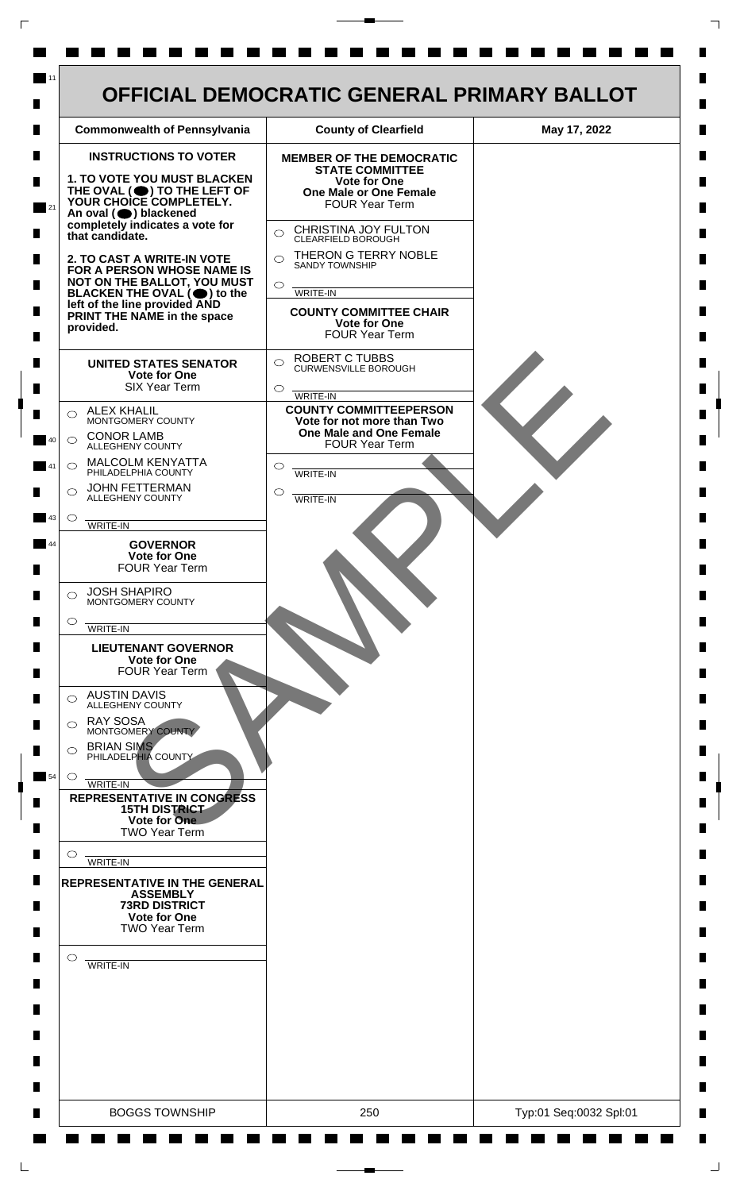# OFFICIAL DEMOCRATIC GENERAL PRIMARY BALLOT

| Commonwealth of Pennsylvania | County of Clearfield | May 17, 2022 |
|---|---|---|

## INSTRUCTIONS TO VOTER

**1. TO VOTE YOU MUST BLACKEN THE OVAL (⬬) TO THE LEFT OF YOUR CHOICE COMPLETELY.** An oval (⬬) blackened completely indicates a vote for that candidate.

**2. TO CAST A WRITE-IN VOTE FOR A PERSON WHOSE NAME IS NOT ON THE BALLOT, YOU MUST BLACKEN THE OVAL (⬬) to the left of the line provided AND PRINT THE NAME in the space provided.**

### UNITED STATES SENATOR
**Vote for One**
SIX Year Term

- ○ ALEX KHALIL — MONTGOMERY COUNTY
- ○ CONOR LAMB — ALLEGHENY COUNTY
- ○ MALCOLM KENYATTA — PHILADELPHIA COUNTY
- ○ JOHN FETTERMAN — ALLEGHENY COUNTY
- ○ ______ WRITE-IN

### GOVERNOR
**Vote for One**
FOUR Year Term

- ○ JOSH SHAPIRO — MONTGOMERY COUNTY
- ○ ______ WRITE-IN

### LIEUTENANT GOVERNOR
**Vote for One**
FOUR Year Term

- ○ AUSTIN DAVIS — ALLEGHENY COUNTY
- ○ RAY SOSA — MONTGOMERY COUNTY
- ○ BRIAN SIMS — PHILADELPHIA COUNTY
- ○ ______ WRITE-IN

### REPRESENTATIVE IN CONGRESS
**15TH DISTRICT**
**Vote for One**
TWO Year Term

- ○ ______ WRITE-IN

### REPRESENTATIVE IN THE GENERAL ASSEMBLY
**73RD DISTRICT**
**Vote for One**
TWO Year Term

- ○ ______ WRITE-IN

### MEMBER OF THE DEMOCRATIC STATE COMMITTEE
**Vote for One**
**One Male or One Female**
FOUR Year Term

- ○ CHRISTINA JOY FULTON — CLEARFIELD BOROUGH
- ○ THERON G TERRY NOBLE — SANDY TOWNSHIP
- ○ ______ WRITE-IN

### COUNTY COMMITTEE CHAIR
**Vote for One**
FOUR Year Term

- ○ ROBERT C TUBBS — CURWENSVILLE BOROUGH
- ○ ______ WRITE-IN

### COUNTY COMMITTEEPERSON
**Vote for not more than Two**
**One Male and One Female**
FOUR Year Term

- ○ ______ WRITE-IN
- ○ ______ WRITE-IN

SAMPLE

| BOGGS TOWNSHIP | 250 | Typ:01 Seq:0032 Spl:01 |
|---|---|---|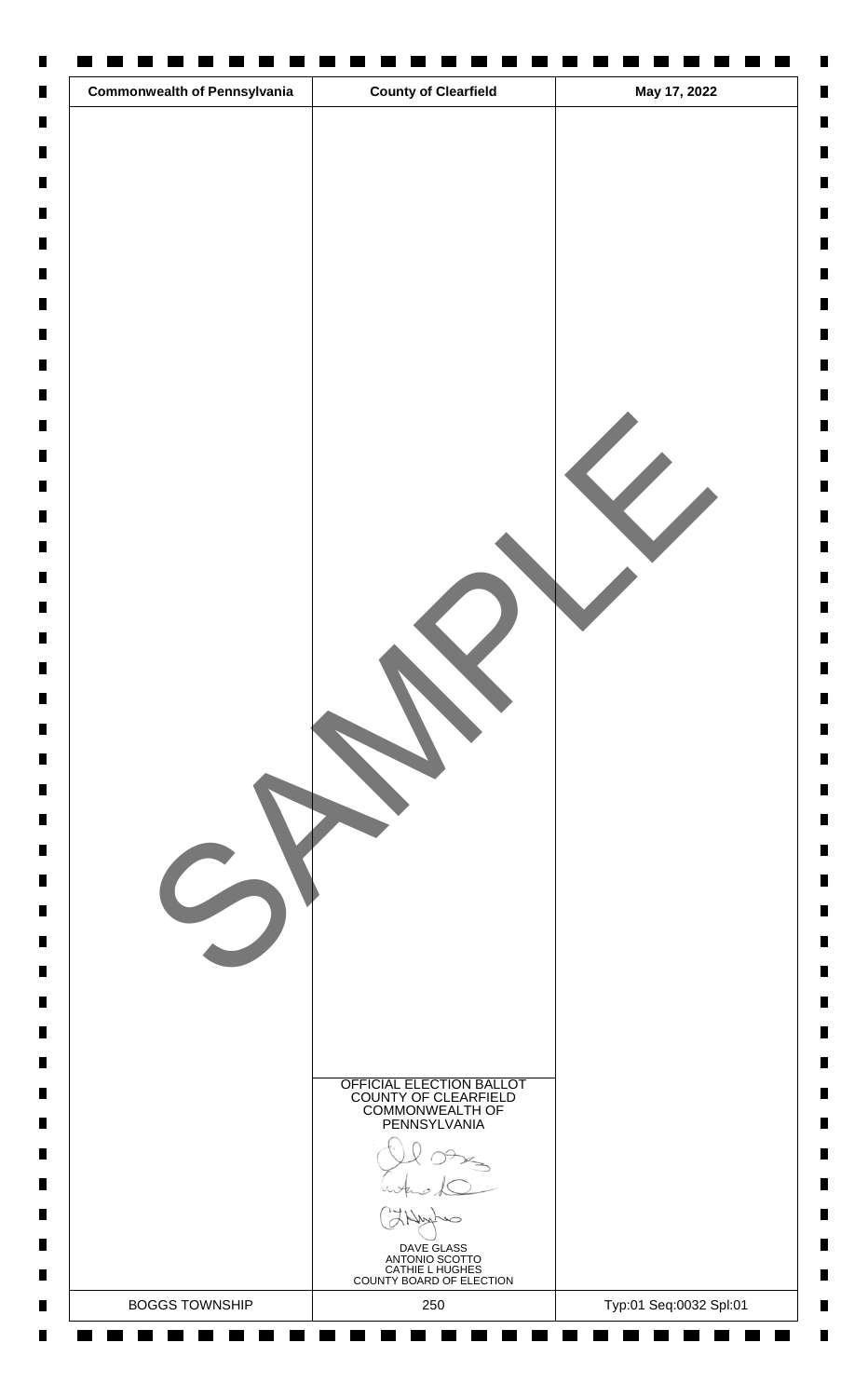| Commonwealth of Pennsylvania | County of Clearfield | May 17, 2022 |
| --- | --- | --- |

SAMPLE

OFFICIAL ELECTION BALLOT
COUNTY OF CLEARFIELD
COMMONWEALTH OF PENNSYLVANIA

DAVE GLASS
ANTONIO SCOTTO
CATHIE L HUGHES
COUNTY BOARD OF ELECTION

| | | |
| --- | --- | --- |
| BOGGS TOWNSHIP | 250 | Typ:01 Seq:0032 Spl:01 |